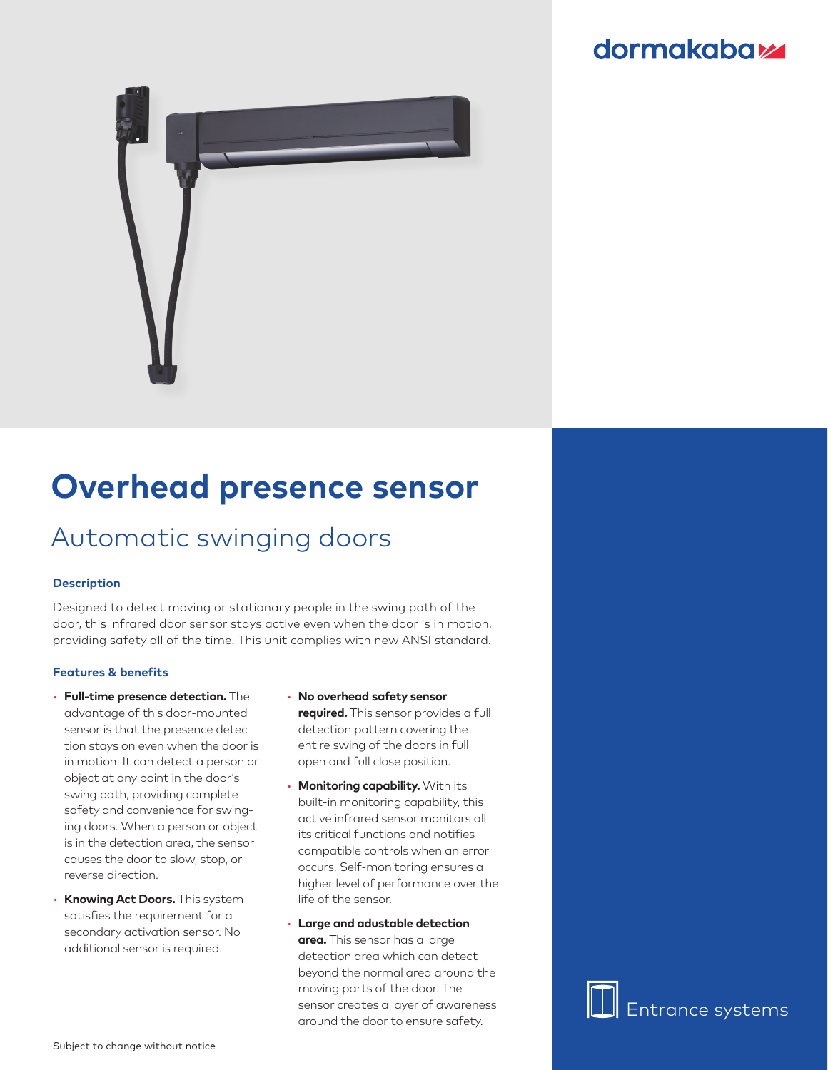# Overhead presence sensor

## Automatic swinging doors

### Description

Designed to detect moving or stationary people in the swing path of the door, this infrared door sensor stays active even when the door is in motion, providing safety all of the time. This unit complies with new ANSI standard.

### Features & benefits

- **Full-time presence detection.** The advantage of this door-mounted sensor is that the presence detection stays on even when the door is in motion. It can detect a person or object at any point in the door's swing path, providing complete safety and convenience for swinging doors. When a person or object is in the detection area, the sensor causes the door to slow, stop, or reverse direction.
- **Knowing Act Doors.** This system satisfies the requirement for a secondary activation sensor. No additional sensor is required.
- **No overhead safety sensor required.** This sensor provides a full detection pattern covering the entire swing of the doors in full open and full close position.
- **Monitoring capability.** With its built-in monitoring capability, this active infrared sensor monitors all its critical functions and notifies compatible controls when an error occurs. Self-monitoring ensures a higher level of performance over the life of the sensor.
- **Large and adustable detection area.** This sensor has a large detection area which can detect beyond the normal area around the moving parts of the door. The sensor creates a layer of awareness around the door to ensure safety.

Subject to change without notice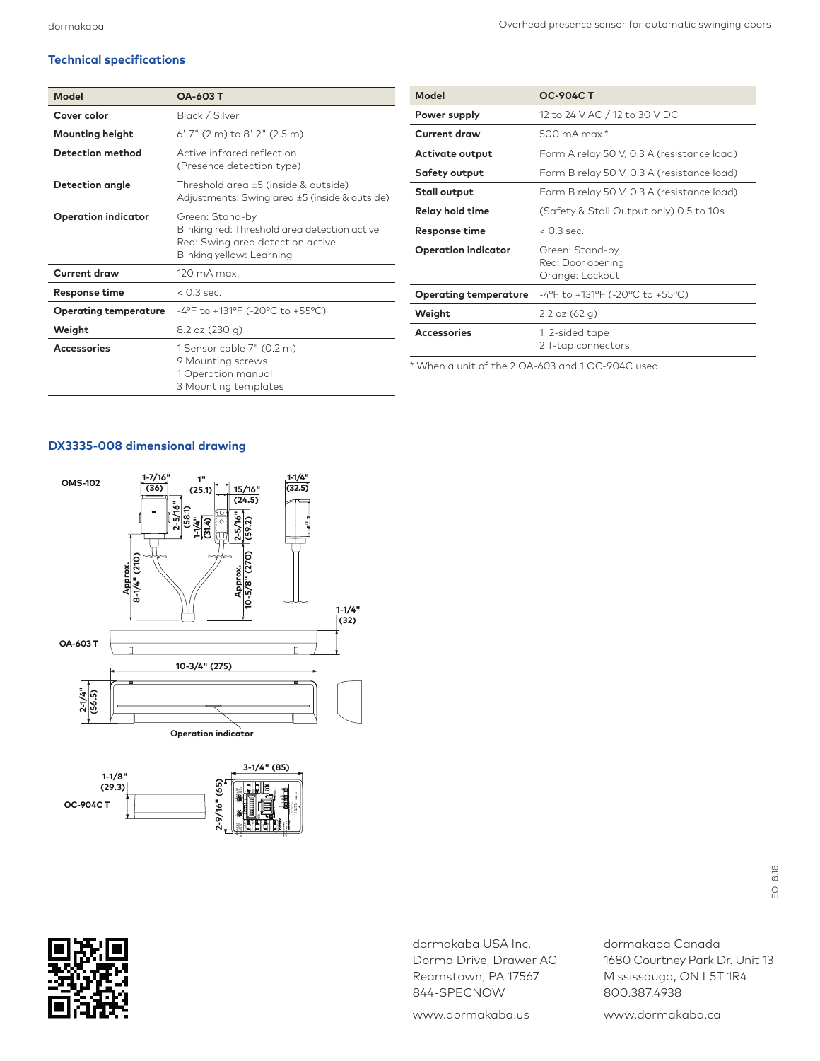## Technical specifications

| Model | OA-603 T |
|---|---|
| Cover color | Black / Silver |
| Mounting height | 6' 7" (2 m) to 8' 2" (2.5 m) |
| Detection method | Active infrared reflection (Presence detection type) |
| Detection angle | Threshold area ±5 (inside & outside) Adjustments: Swing area ±5 (inside & outside) |
| Operation indicator | Green: Stand-by Blinking red: Threshold area detection active Red: Swing area detection active Blinking yellow: Learning |
| Current draw | 120 mA max. |
| Response time | < 0.3 sec. |
| Operating temperature | -4°F to +131°F (-20°C to +55°C) |
| Weight | 8.2 oz (230 g) |
| Accessories | 1 Sensor cable 7" (0.2 m) 9 Mounting screws 1 Operation manual 3 Mounting templates |

| Model | OC-904C T |
|---|---|
| Power supply | 12 to 24 V AC / 12 to 30 V DC |
| Current draw | 500 mA max.* |
| Activate output | Form A relay 50 V, 0.3 A (resistance load) |
| Safety output | Form B relay 50 V, 0.3 A (resistance load) |
| Stall output | Form B relay 50 V, 0.3 A (resistance load) |
| Relay hold time | (Safety & Stall Output only) 0.5 to 10s |
| Response time | < 0.3 sec. |
| Operation indicator | Green: Stand-by Red: Door opening Orange: Lockout |
| Operating temperature | -4°F to +131°F (-20°C to +55°C) |
| Weight | 2.2 oz (62 g) |
| Accessories | 1 2-sided tape 2 T-tap connectors |

* When a unit of the 2 OA-603 and 1 OC-904C used.

## DX3335-008 dimensional drawing

OMS-102

1-7/16" (36)
1" (25.1)
15/16" (24.5)
1-1/4" (32.5)
2-5/16" (58.1)
1-1/4" (31.4)
2-5/16" (59.2)
Approx. 8-1/4" (210)
Approx. 10-5/8" (270)
1-1/4" (32)

OA-603 T

10-3/4" (275)
2-1/4" (56.5)

Operation indicator

1-1/8" (29.3)
3-1/4" (85)
2-9/16" (65)

OC-904C T

EO 8.18

dormakaba USA Inc.
Dorma Drive, Drawer AC
Reamstown, PA 17567
844-SPECNOW

www.dormakaba.us

dormakaba Canada
1680 Courtney Park Dr. Unit 13
Mississauga, ON L5T 1R4
800.387.4938

www.dormakaba.ca